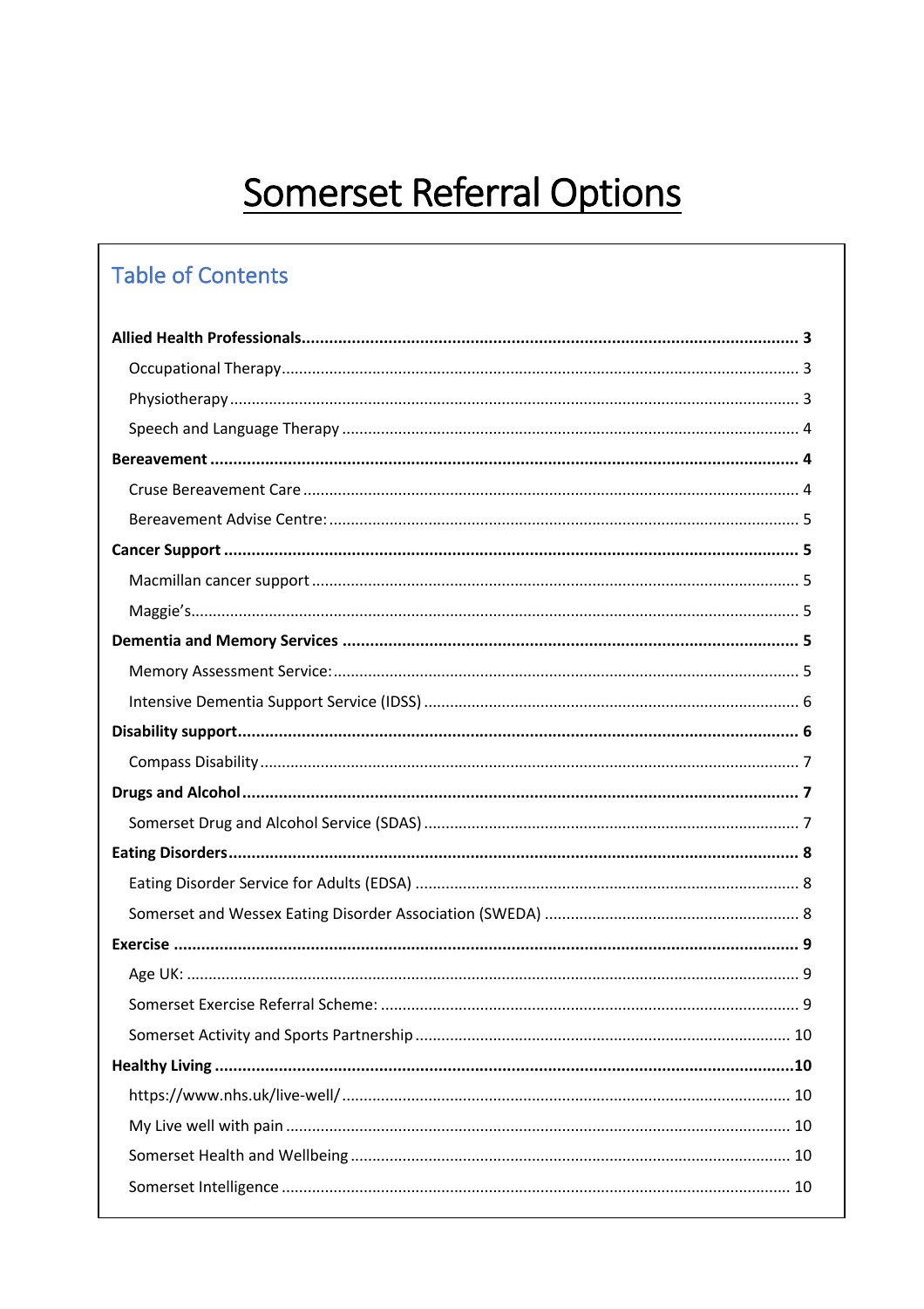# Somerset Referral Options

## Table of Contents

**Allied Health Professionals** ..... **3**
- Occupational Therapy ..... 3
- Physiotherapy ..... 3
- Speech and Language Therapy ..... 4

**Bereavement** ..... **4**
- Cruse Bereavement Care ..... 4
- Bereavement Advise Centre: ..... 5

**Cancer Support** ..... **5**
- Macmillan cancer support ..... 5
- Maggie's ..... 5

**Dementia and Memory Services** ..... **5**
- Memory Assessment Service: ..... 5
- Intensive Dementia Support Service (IDSS) ..... 6

**Disability support** ..... **6**
- Compass Disability ..... 7

**Drugs and Alcohol** ..... **7**
- Somerset Drug and Alcohol Service (SDAS) ..... 7

**Eating Disorders** ..... **8**
- Eating Disorder Service for Adults (EDSA) ..... 8
- Somerset and Wessex Eating Disorder Association (SWEDA) ..... 8

**Exercise** ..... **9**
- Age UK: ..... 9
- Somerset Exercise Referral Scheme: ..... 9
- Somerset Activity and Sports Partnership ..... 10

**Healthy Living** ..... **10**
- https://www.nhs.uk/live-well/ ..... 10
- My Live well with pain ..... 10
- Somerset Health and Wellbeing ..... 10
- Somerset Intelligence ..... 10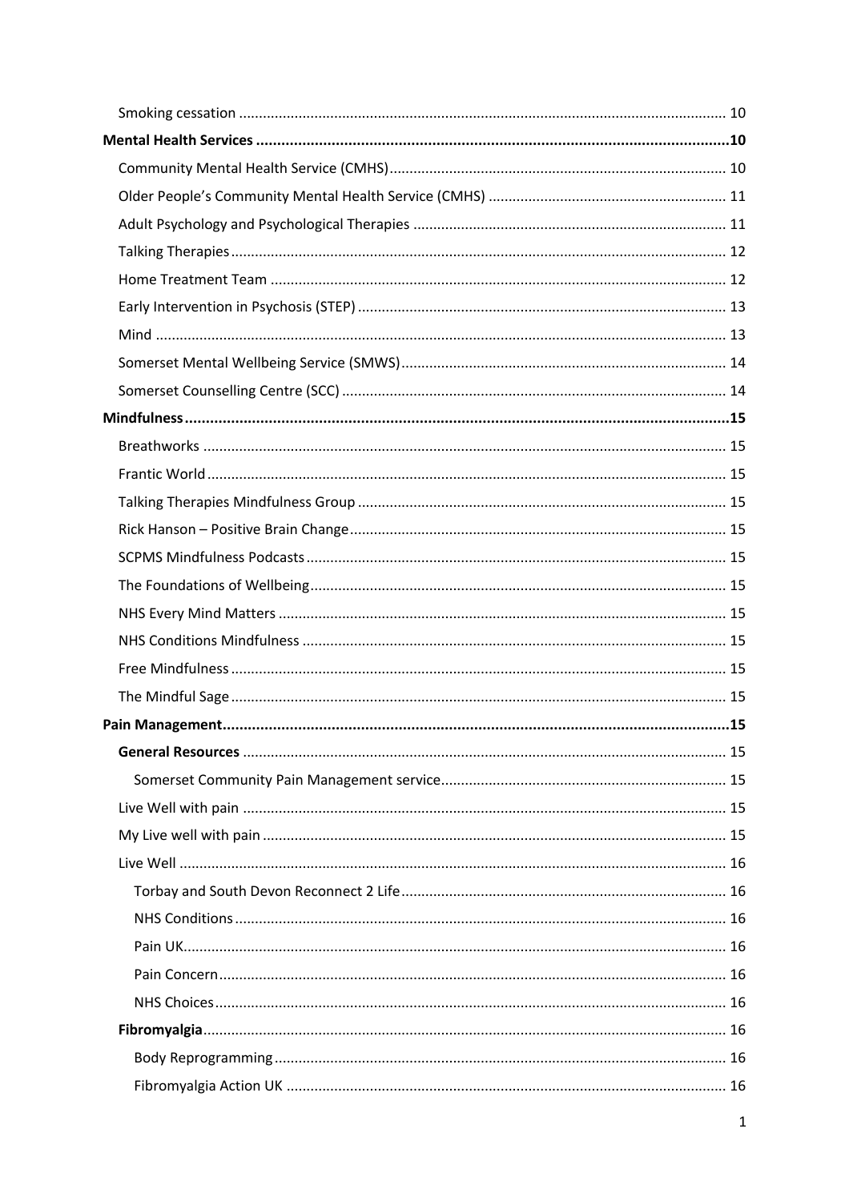Smoking cessation ........................................................................................................ 10

**Mental Health Services ..................................................................................................10**

Community Mental Health Service (CMHS) .................................................................... 10

Older People's Community Mental Health Service (CMHS) ............................................ 11

Adult Psychology and Psychological Therapies .............................................................. 11

Talking Therapies ........................................................................................................... 12

Home Treatment Team ................................................................................................. 12

Early Intervention in Psychosis (STEP) ........................................................................... 13

Mind .............................................................................................................................. 13

Somerset Mental Wellbeing Service (SMWS) ................................................................. 14

Somerset Counselling Centre (SCC) ................................................................................ 14

**Mindfulness ...................................................................................................................15**

Breathworks .................................................................................................................. 15

Frantic World ................................................................................................................. 15

Talking Therapies Mindfulness Group ............................................................................ 15

Rick Hanson – Positive Brain Change .............................................................................. 15

SCPMS Mindfulness Podcasts ......................................................................................... 15

The Foundations of Wellbeing ........................................................................................ 15

NHS Every Mind Matters ................................................................................................ 15

NHS Conditions Mindfulness .......................................................................................... 15

Free Mindfulness ........................................................................................................... 15

The Mindful Sage ........................................................................................................... 15

**Pain Management .........................................................................................................15**

**General Resources** ........................................................................................................ 15

Somerset Community Pain Management service ....................................................... 15

Live Well with pain ........................................................................................................ 15

My Live well with pain ................................................................................................... 15

Live Well ........................................................................................................................ 16

Torbay and South Devon Reconnect 2 Life ................................................................. 16

NHS Conditions .......................................................................................................... 16

Pain UK ....................................................................................................................... 16

Pain Concern .............................................................................................................. 16

NHS Choices ............................................................................................................... 16

**Fibromyalgia** .................................................................................................................. 16

Body Reprogramming ................................................................................................. 16

Fibromyalgia Action UK .............................................................................................. 16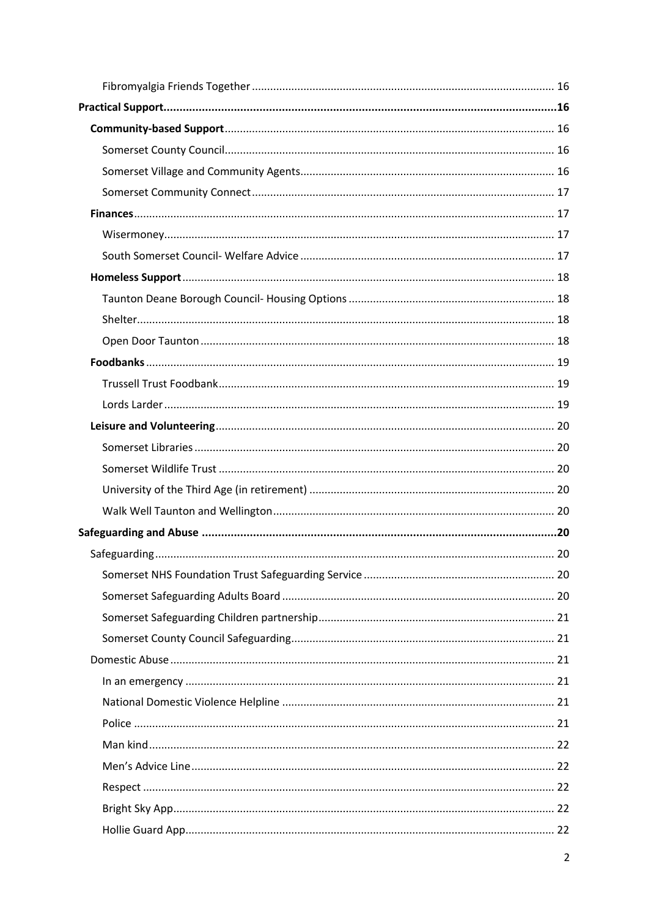Fibromyalgia Friends Together ........ 16

**Practical Support** ........ **16**

**Community-based Support** ........ 16

Somerset County Council ........ 16

Somerset Village and Community Agents ........ 16

Somerset Community Connect ........ 17

**Finances** ........ 17

Wisermoney ........ 17

South Somerset Council- Welfare Advice ........ 17

**Homeless Support** ........ 18

Taunton Deane Borough Council- Housing Options ........ 18

Shelter ........ 18

Open Door Taunton ........ 18

**Foodbanks** ........ 19

Trussell Trust Foodbank ........ 19

Lords Larder ........ 19

**Leisure and Volunteering** ........ 20

Somerset Libraries ........ 20

Somerset Wildlife Trust ........ 20

University of the Third Age (in retirement) ........ 20

Walk Well Taunton and Wellington ........ 20

**Safeguarding and Abuse** ........ **20**

Safeguarding ........ 20

Somerset NHS Foundation Trust Safeguarding Service ........ 20

Somerset Safeguarding Adults Board ........ 20

Somerset Safeguarding Children partnership ........ 21

Somerset County Council Safeguarding ........ 21

Domestic Abuse ........ 21

In an emergency ........ 21

National Domestic Violence Helpline ........ 21

Police ........ 21

Man kind ........ 22

Men's Advice Line ........ 22

Respect ........ 22

Bright Sky App ........ 22

Hollie Guard App ........ 22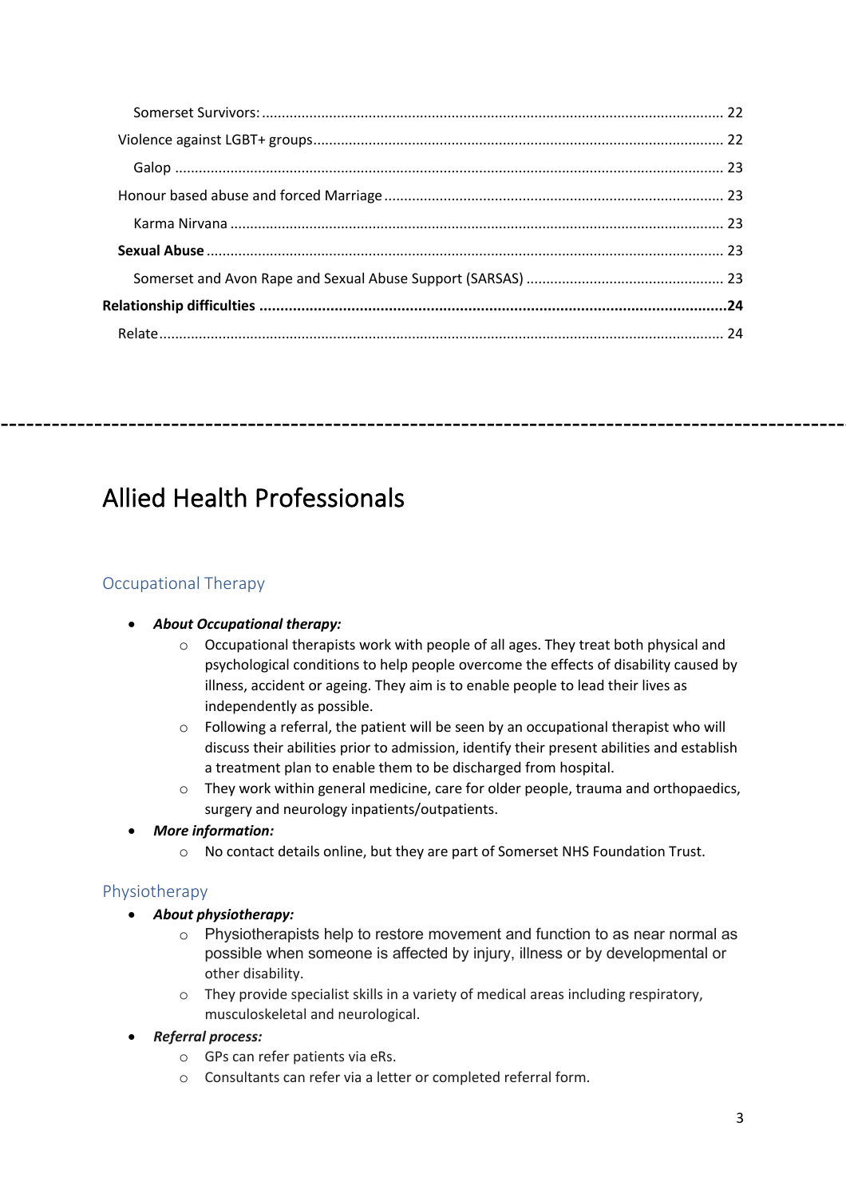Somerset Survivors: .................................................................................................................... 22

Violence against LGBT+ groups....................................................................................................... 22

Galop ......................................................................................................................................... 23

Honour based abuse and forced Marriage ..................................................................................... 23

Karma Nirvana ............................................................................................................................ 23

**Sexual Abuse** .................................................................................................................................. 23

Somerset and Avon Rape and Sexual Abuse Support (SARSAS) ................................................. 23

**Relationship difficulties ...............................................................................................................24**

Relate............................................................................................................................................. 24

---

# Allied Health Professionals

## Occupational Therapy

- ***About Occupational therapy:***
  - Occupational therapists work with people of all ages. They treat both physical and psychological conditions to help people overcome the effects of disability caused by illness, accident or ageing. They aim is to enable people to lead their lives as independently as possible.
  - Following a referral, the patient will be seen by an occupational therapist who will discuss their abilities prior to admission, identify their present abilities and establish a treatment plan to enable them to be discharged from hospital.
  - They work within general medicine, care for older people, trauma and orthopaedics, surgery and neurology inpatients/outpatients.
- ***More information:***
  - No contact details online, but they are part of Somerset NHS Foundation Trust.

## Physiotherapy

- ***About physiotherapy:***
  - Physiotherapists help to restore movement and function to as near normal as possible when someone is affected by injury, illness or by developmental or other disability.
  - They provide specialist skills in a variety of medical areas including respiratory, musculoskeletal and neurological.
- ***Referral process:***
  - GPs can refer patients via eRs.
  - Consultants can refer via a letter or completed referral form.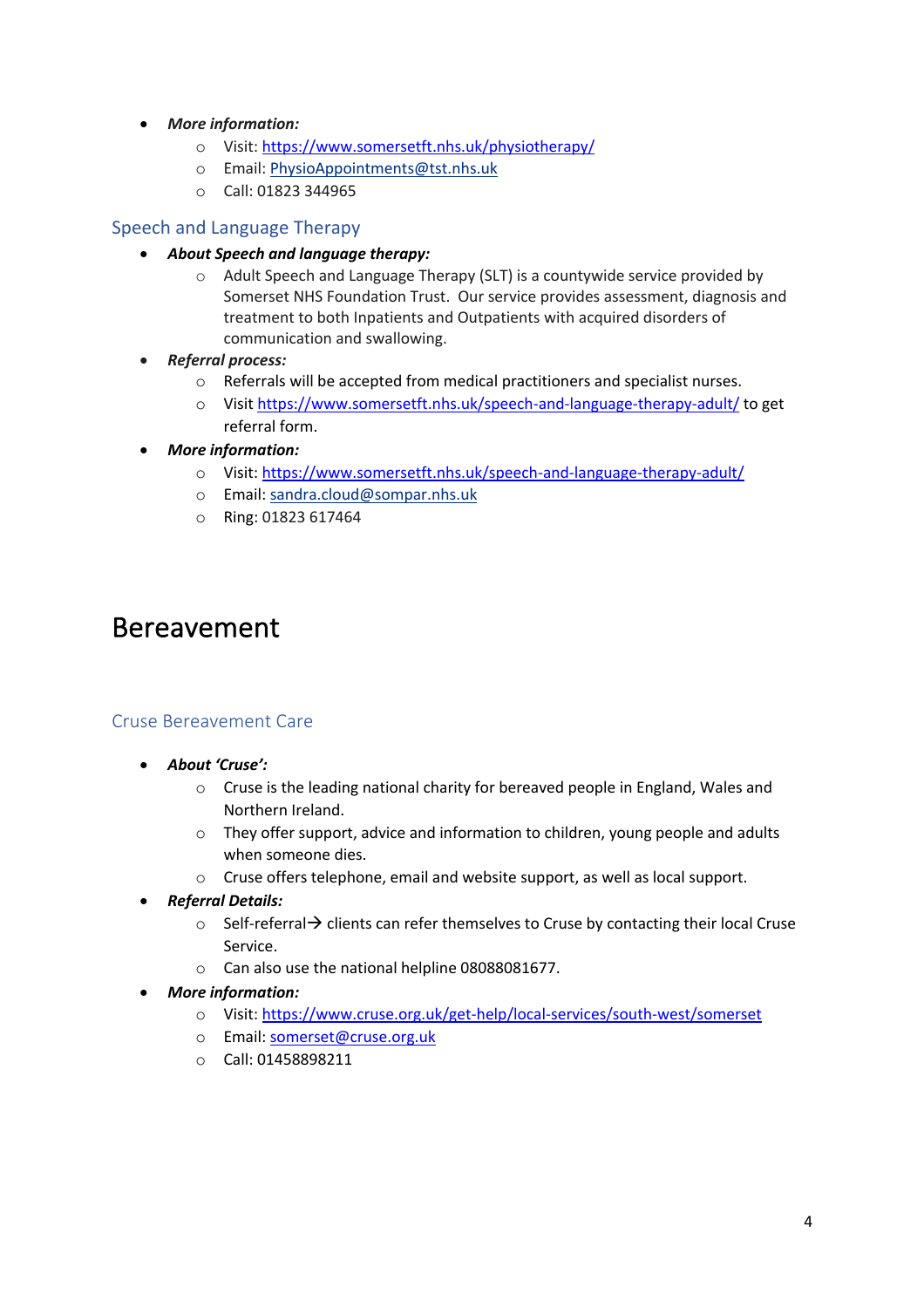- ***More information:***
  - Visit: https://www.somersetft.nhs.uk/physiotherapy/
  - Email: PhysioAppointments@tst.nhs.uk
  - Call: 01823 344965

### Speech and Language Therapy

- ***About Speech and language therapy:***
  - Adult Speech and Language Therapy (SLT) is a countywide service provided by Somerset NHS Foundation Trust. Our service provides assessment, diagnosis and treatment to both Inpatients and Outpatients with acquired disorders of communication and swallowing.
- ***Referral process:***
  - Referrals will be accepted from medical practitioners and specialist nurses.
  - Visit https://www.somersetft.nhs.uk/speech-and-language-therapy-adult/ to get referral form.
- ***More information:***
  - Visit: https://www.somersetft.nhs.uk/speech-and-language-therapy-adult/
  - Email: sandra.cloud@sompar.nhs.uk
  - Ring: 01823 617464

## Bereavement

### Cruse Bereavement Care

- ***About 'Cruse':***
  - Cruse is the leading national charity for bereaved people in England, Wales and Northern Ireland.
  - They offer support, advice and information to children, young people and adults when someone dies.
  - Cruse offers telephone, email and website support, as well as local support.
- ***Referral Details:***
  - Self-referral→ clients can refer themselves to Cruse by contacting their local Cruse Service.
  - Can also use the national helpline 08088081677.
- ***More information:***
  - Visit: https://www.cruse.org.uk/get-help/local-services/south-west/somerset
  - Email: somerset@cruse.org.uk
  - Call: 01458898211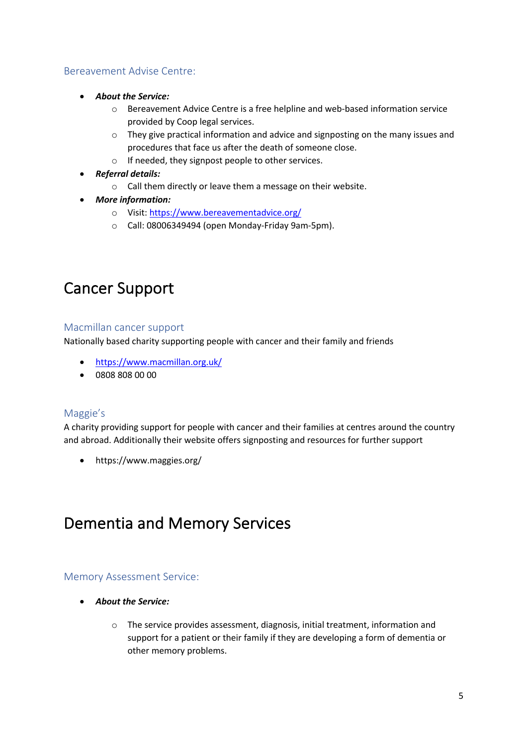### Bereavement Advise Centre:

- ***About the Service:***
    - Bereavement Advice Centre is a free helpline and web-based information service provided by Coop legal services.
    - They give practical information and advice and signposting on the many issues and procedures that face us after the death of someone close.
    - If needed, they signpost people to other services.
- ***Referral details:***
    - Call them directly or leave them a message on their website.
- ***More information:***
    - Visit: https://www.bereavementadvice.org/
    - Call: 08006349494 (open Monday-Friday 9am-5pm).

# Cancer Support

### Macmillan cancer support

Nationally based charity supporting people with cancer and their family and friends

- https://www.macmillan.org.uk/
- 0808 808 00 00

### Maggie's

A charity providing support for people with cancer and their families at centres around the country and abroad. Additionally their website offers signposting and resources for further support

- https://www.maggies.org/

# Dementia and Memory Services

### Memory Assessment Service:

- ***About the Service:***
    - The service provides assessment, diagnosis, initial treatment, information and support for a patient or their family if they are developing a form of dementia or other memory problems.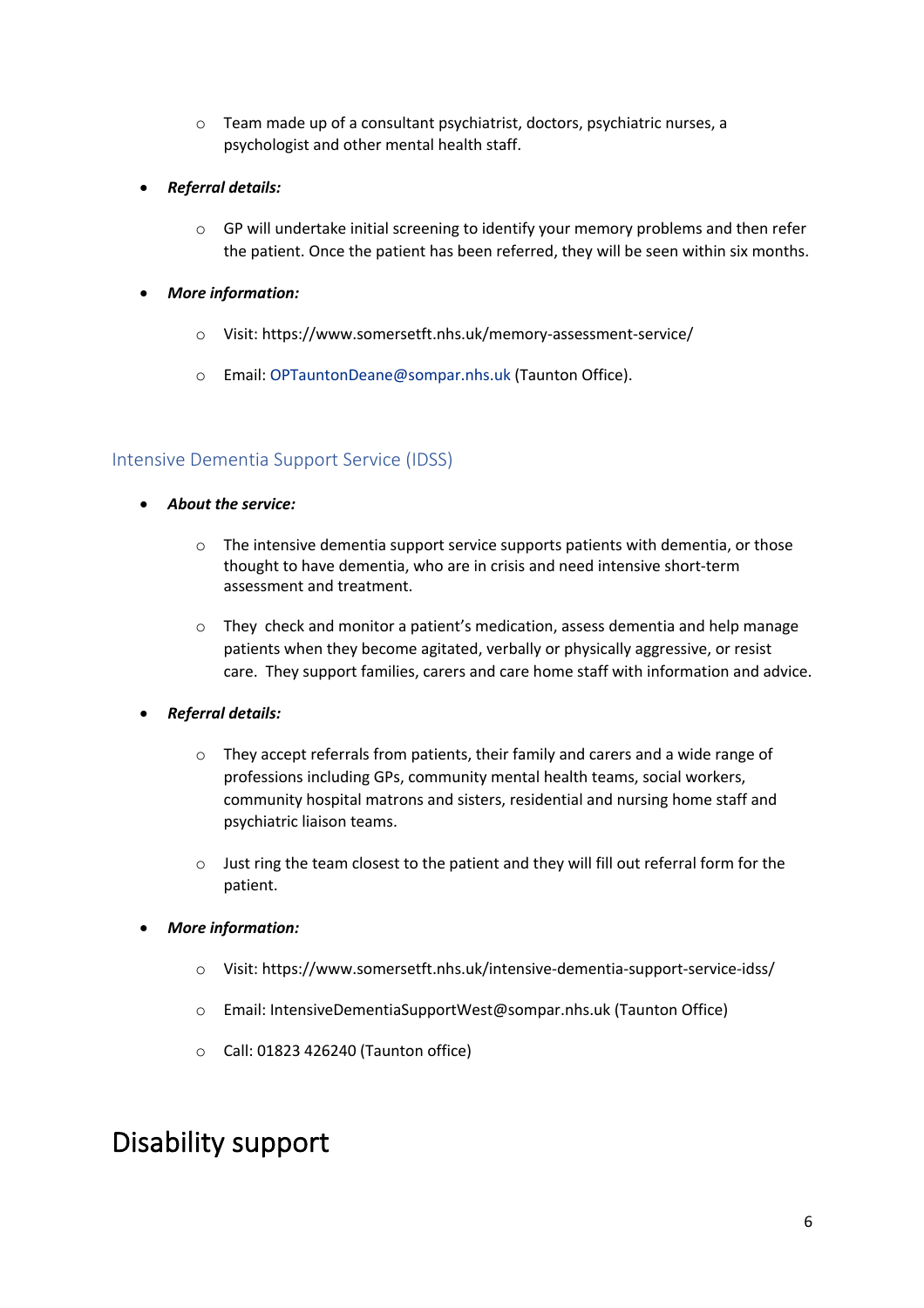- Team made up of a consultant psychiatrist, doctors, psychiatric nurses, a psychologist and other mental health staff.

- ***Referral details:***
  - GP will undertake initial screening to identify your memory problems and then refer the patient. Once the patient has been referred, they will be seen within six months.

- ***More information:***
  - Visit: https://www.somersetft.nhs.uk/memory-assessment-service/
  - Email: OPTauntonDeane@sompar.nhs.uk (Taunton Office).

### Intensive Dementia Support Service (IDSS)

- ***About the service:***
  - The intensive dementia support service supports patients with dementia, or those thought to have dementia, who are in crisis and need intensive short-term assessment and treatment.
  - They check and monitor a patient's medication, assess dementia and help manage patients when they become agitated, verbally or physically aggressive, or resist care. They support families, carers and care home staff with information and advice.

- ***Referral details:***
  - They accept referrals from patients, their family and carers and a wide range of professions including GPs, community mental health teams, social workers, community hospital matrons and sisters, residential and nursing home staff and psychiatric liaison teams.
  - Just ring the team closest to the patient and they will fill out referral form for the patient.

- ***More information:***
  - Visit: https://www.somersetft.nhs.uk/intensive-dementia-support-service-idss/
  - Email: IntensiveDementiaSupportWest@sompar.nhs.uk (Taunton Office)
  - Call: 01823 426240 (Taunton office)

# Disability support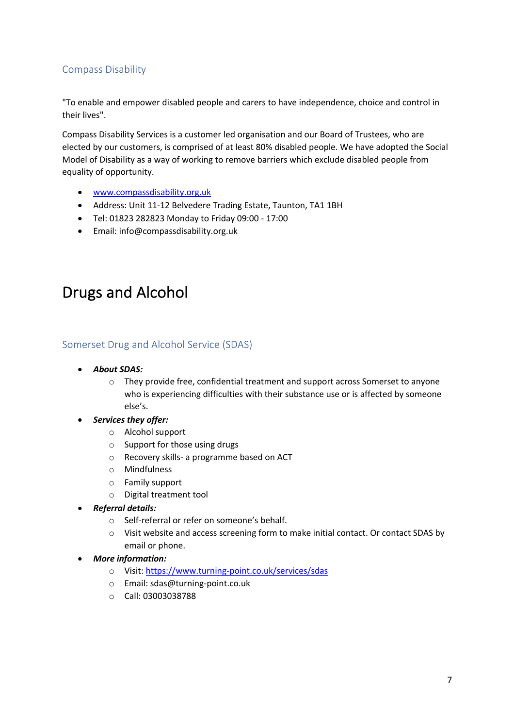### Compass Disability

"To enable and empower disabled people and carers to have independence, choice and control in their lives".

Compass Disability Services is a customer led organisation and our Board of Trustees, who are elected by our customers, is comprised of at least 80% disabled people. We have adopted the Social Model of Disability as a way of working to remove barriers which exclude disabled people from equality of opportunity.

- [www.compassdisability.org.uk](www.compassdisability.org.uk)
- Address: Unit 11-12 Belvedere Trading Estate, Taunton, TA1 1BH
- Tel: 01823 282823 Monday to Friday 09:00 - 17:00
- Email: info@compassdisability.org.uk

## Drugs and Alcohol

### Somerset Drug and Alcohol Service (SDAS)

- ***About SDAS:***
  - They provide free, confidential treatment and support across Somerset to anyone who is experiencing difficulties with their substance use or is affected by someone else's.
- ***Services they offer:***
  - Alcohol support
  - Support for those using drugs
  - Recovery skills- a programme based on ACT
  - Mindfulness
  - Family support
  - Digital treatment tool
- ***Referral details:***
  - Self-referral or refer on someone's behalf.
  - Visit website and access screening form to make initial contact. Or contact SDAS by email or phone.
- ***More information:***
  - Visit: [https://www.turning-point.co.uk/services/sdas](https://www.turning-point.co.uk/services/sdas)
  - Email: sdas@turning-point.co.uk
  - Call: 03003038788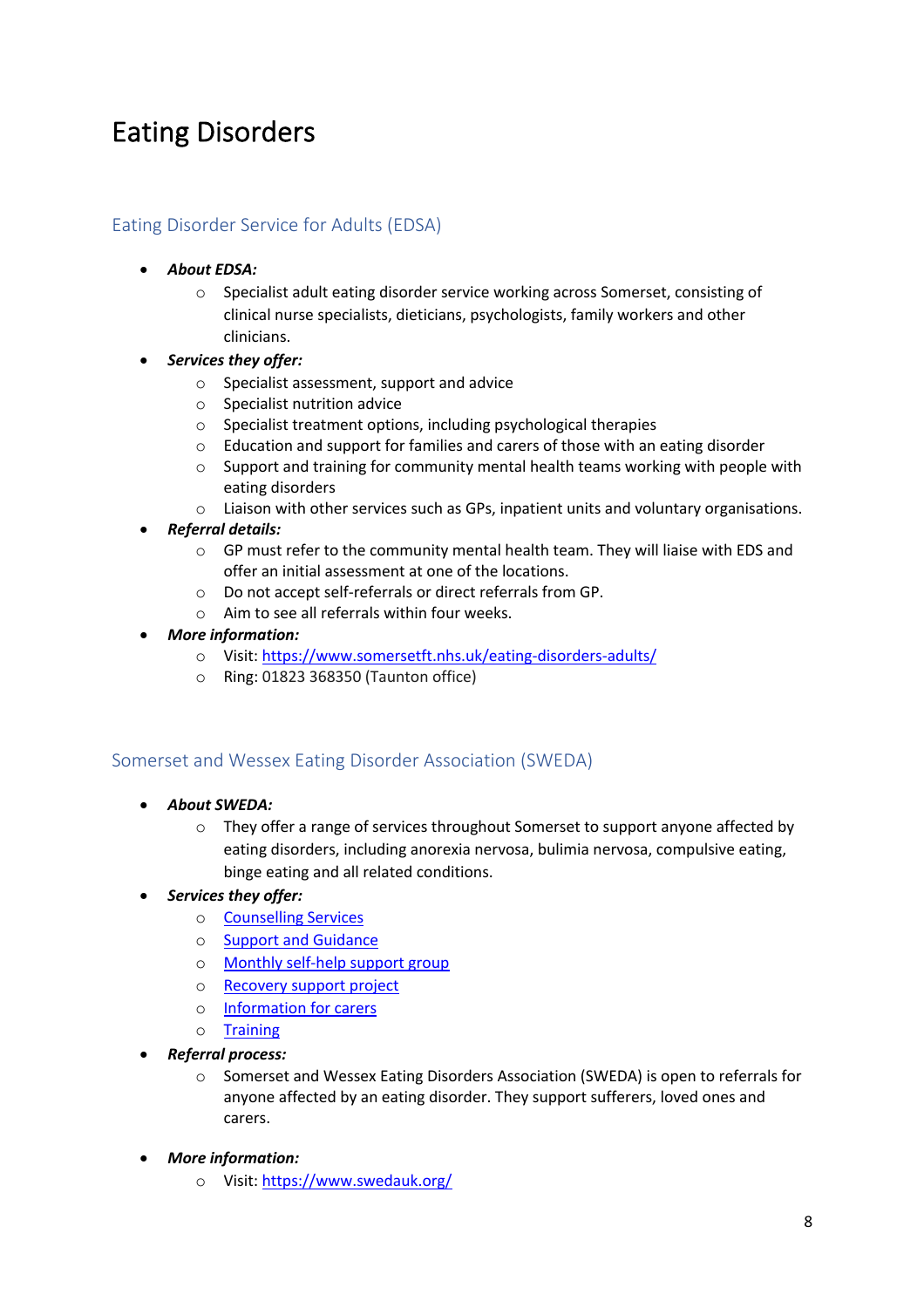# Eating Disorders

## Eating Disorder Service for Adults (EDSA)

- ***About EDSA:***
  - Specialist adult eating disorder service working across Somerset, consisting of clinical nurse specialists, dieticians, psychologists, family workers and other clinicians.
- ***Services they offer:***
  - Specialist assessment, support and advice
  - Specialist nutrition advice
  - Specialist treatment options, including psychological therapies
  - Education and support for families and carers of those with an eating disorder
  - Support and training for community mental health teams working with people with eating disorders
  - Liaison with other services such as GPs, inpatient units and voluntary organisations.
- ***Referral details:***
  - GP must refer to the community mental health team. They will liaise with EDS and offer an initial assessment at one of the locations.
  - Do not accept self-referrals or direct referrals from GP.
  - Aim to see all referrals within four weeks.
- ***More information:***
  - Visit: [https://www.somersetft.nhs.uk/eating-disorders-adults/](https://www.somersetft.nhs.uk/eating-disorders-adults/)
  - Ring: 01823 368350 (Taunton office)

## Somerset and Wessex Eating Disorder Association (SWEDA)

- ***About SWEDA:***
  - They offer a range of services throughout Somerset to support anyone affected by eating disorders, including anorexia nervosa, bulimia nervosa, compulsive eating, binge eating and all related conditions.
- ***Services they offer:***
  - Counselling Services
  - Support and Guidance
  - Monthly self-help support group
  - Recovery support project
  - Information for carers
  - Training
- ***Referral process:***
  - Somerset and Wessex Eating Disorders Association (SWEDA) is open to referrals for anyone affected by an eating disorder. They support sufferers, loved ones and carers.
- ***More information:***
  - Visit: [https://www.swedauk.org/](https://www.swedauk.org/)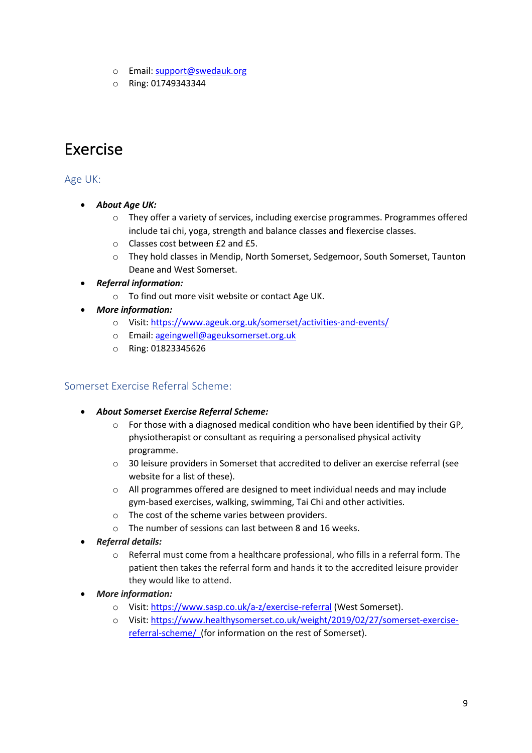- Email: [support@swedauk.org](mailto:support@swedauk.org)
  - Ring: 01749343344

# Exercise

## Age UK:

- ***About Age UK:***
  - They offer a variety of services, including exercise programmes. Programmes offered include tai chi, yoga, strength and balance classes and flexercise classes.
  - Classes cost between £2 and £5.
  - They hold classes in Mendip, North Somerset, Sedgemoor, South Somerset, Taunton Deane and West Somerset.
- ***Referral information:***
  - To find out more visit website or contact Age UK.
- ***More information:***
  - Visit: [https://www.ageuk.org.uk/somerset/activities-and-events/](https://www.ageuk.org.uk/somerset/activities-and-events/)
  - Email: [ageingwell@ageuksomerset.org.uk](mailto:ageingwell@ageuksomerset.org.uk)
  - Ring: 01823345626

## Somerset Exercise Referral Scheme:

- ***About Somerset Exercise Referral Scheme:***
  - For those with a diagnosed medical condition who have been identified by their GP, physiotherapist or consultant as requiring a personalised physical activity programme.
  - 30 leisure providers in Somerset that accredited to deliver an exercise referral (see website for a list of these).
  - All programmes offered are designed to meet individual needs and may include gym-based exercises, walking, swimming, Tai Chi and other activities.
  - The cost of the scheme varies between providers.
  - The number of sessions can last between 8 and 16 weeks.
- ***Referral details:***
  - Referral must come from a healthcare professional, who fills in a referral form. The patient then takes the referral form and hands it to the accredited leisure provider they would like to attend.
- ***More information:***
  - Visit: [https://www.sasp.co.uk/a-z/exercise-referral](https://www.sasp.co.uk/a-z/exercise-referral) (West Somerset).
  - Visit: [https://www.healthysomerset.co.uk/weight/2019/02/27/somerset-exercise-referral-scheme/](https://www.healthysomerset.co.uk/weight/2019/02/27/somerset-exercise-referral-scheme/) (for information on the rest of Somerset).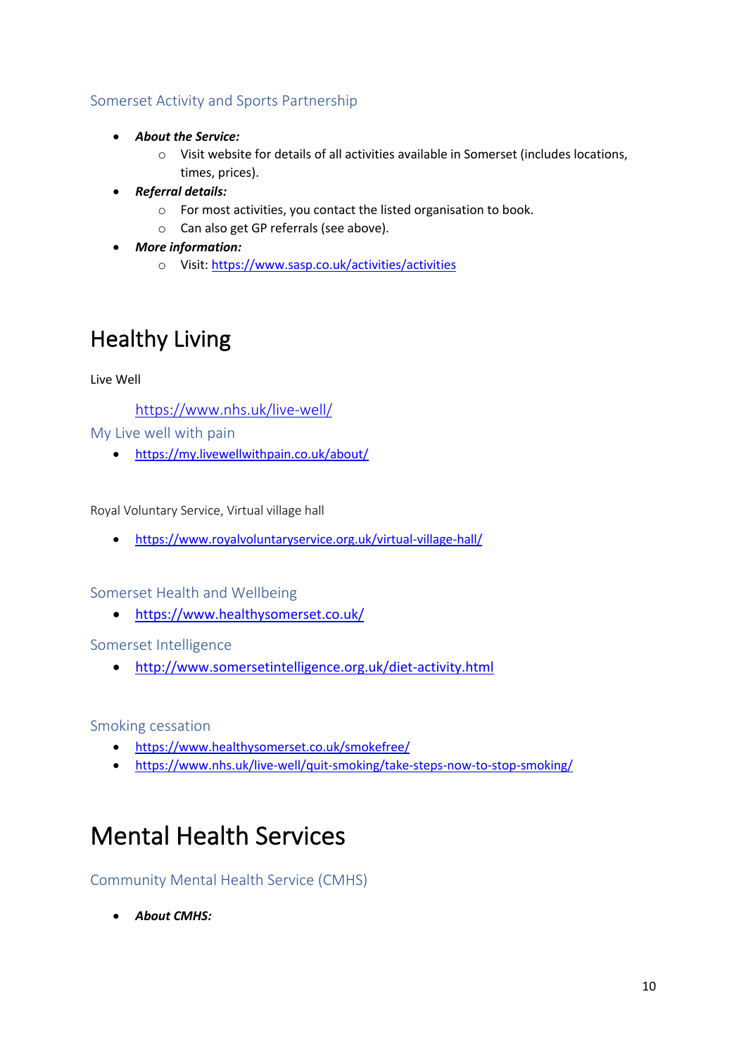### Somerset Activity and Sports Partnership

- ***About the Service:***
  - Visit website for details of all activities available in Somerset (includes locations, times, prices).
- ***Referral details:***
  - For most activities, you contact the listed organisation to book.
  - Can also get GP referrals (see above).
- ***More information:***
  - Visit: https://www.sasp.co.uk/activities/activities

# Healthy Living

Live Well

https://www.nhs.uk/live-well/

### My Live well with pain

- https://my.livewellwithpain.co.uk/about/

Royal Voluntary Service, Virtual village hall

- https://www.royalvoluntaryservice.org.uk/virtual-village-hall/

### Somerset Health and Wellbeing

- https://www.healthysomerset.co.uk/

### Somerset Intelligence

- http://www.somersetintelligence.org.uk/diet-activity.html

### Smoking cessation

- https://www.healthysomerset.co.uk/smokefree/
- https://www.nhs.uk/live-well/quit-smoking/take-steps-now-to-stop-smoking/

# Mental Health Services

### Community Mental Health Service (CMHS)

- ***About CMHS:***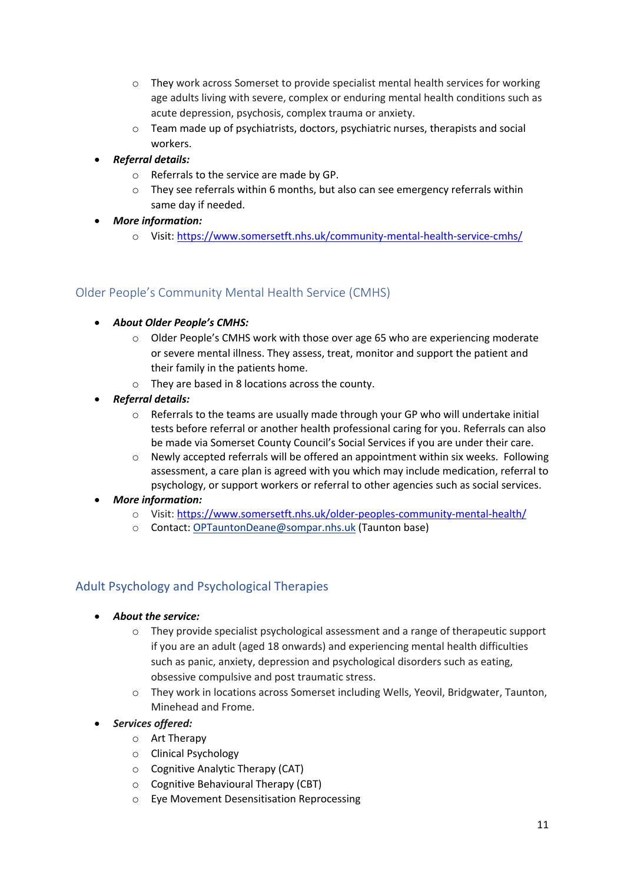- They work across Somerset to provide specialist mental health services for working age adults living with severe, complex or enduring mental health conditions such as acute depression, psychosis, complex trauma or anxiety.
  - Team made up of psychiatrists, doctors, psychiatric nurses, therapists and social workers.
- ***Referral details:***
  - Referrals to the service are made by GP.
  - They see referrals within 6 months, but also can see emergency referrals within same day if needed.
- ***More information:***
  - Visit: [https://www.somersetft.nhs.uk/community-mental-health-service-cmhs/](https://www.somersetft.nhs.uk/community-mental-health-service-cmhs/)

## Older People's Community Mental Health Service (CMHS)

- ***About Older People's CMHS:***
  - Older People's CMHS work with those over age 65 who are experiencing moderate or severe mental illness. They assess, treat, monitor and support the patient and their family in the patients home.
  - They are based in 8 locations across the county.
- ***Referral details:***
  - Referrals to the teams are usually made through your GP who will undertake initial tests before referral or another health professional caring for you. Referrals can also be made via Somerset County Council's Social Services if you are under their care.
  - Newly accepted referrals will be offered an appointment within six weeks. Following assessment, a care plan is agreed with you which may include medication, referral to psychology, or support workers or referral to other agencies such as social services.
- ***More information:***
  - Visit: [https://www.somersetft.nhs.uk/older-peoples-community-mental-health/](https://www.somersetft.nhs.uk/older-peoples-community-mental-health/)
  - Contact: [OPTauntonDeane@sompar.nhs.uk](mailto:OPTauntonDeane@sompar.nhs.uk) (Taunton base)

## Adult Psychology and Psychological Therapies

- ***About the service:***
  - They provide specialist psychological assessment and a range of therapeutic support if you are an adult (aged 18 onwards) and experiencing mental health difficulties such as panic, anxiety, depression and psychological disorders such as eating, obsessive compulsive and post traumatic stress.
  - They work in locations across Somerset including Wells, Yeovil, Bridgwater, Taunton, Minehead and Frome.
- ***Services offered:***
  - Art Therapy
  - Clinical Psychology
  - Cognitive Analytic Therapy (CAT)
  - Cognitive Behavioural Therapy (CBT)
  - Eye Movement Desensitisation Reprocessing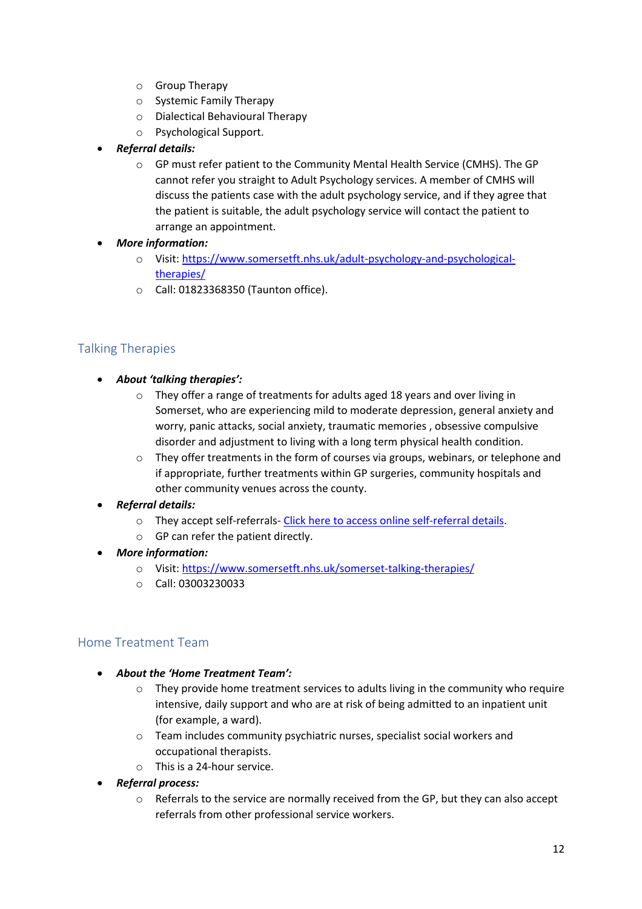- Group Therapy
    - Systemic Family Therapy
    - Dialectical Behavioural Therapy
    - Psychological Support.
- ***Referral details:***
    - GP must refer patient to the Community Mental Health Service (CMHS). The GP cannot refer you straight to Adult Psychology services. A member of CMHS will discuss the patients case with the adult psychology service, and if they agree that the patient is suitable, the adult psychology service will contact the patient to arrange an appointment.
- ***More information:***
    - Visit: [https://www.somersetft.nhs.uk/adult-psychology-and-psychological-therapies/](https://www.somersetft.nhs.uk/adult-psychology-and-psychological-therapies/)
    - Call: 01823368350 (Taunton office).

## Talking Therapies

- ***About 'talking therapies':***
    - They offer a range of treatments for adults aged 18 years and over living in Somerset, who are experiencing mild to moderate depression, general anxiety and worry, panic attacks, social anxiety, traumatic memories , obsessive compulsive disorder and adjustment to living with a long term physical health condition.
    - They offer treatments in the form of courses via groups, webinars, or telephone and if appropriate, further treatments within GP surgeries, community hospitals and other community venues across the county.
- ***Referral details:***
    - They accept self-referrals- Click here to access online self-referral details.
    - GP can refer the patient directly.
- ***More information:***
    - Visit: [https://www.somersetft.nhs.uk/somerset-talking-therapies/](https://www.somersetft.nhs.uk/somerset-talking-therapies/)
    - Call: 03003230033

## Home Treatment Team

- ***About the 'Home Treatment Team':***
    - They provide home treatment services to adults living in the community who require intensive, daily support and who are at risk of being admitted to an inpatient unit (for example, a ward).
    - Team includes community psychiatric nurses, specialist social workers and occupational therapists.
    - This is a 24-hour service.
- ***Referral process:***
    - Referrals to the service are normally received from the GP, but they can also accept referrals from other professional service workers.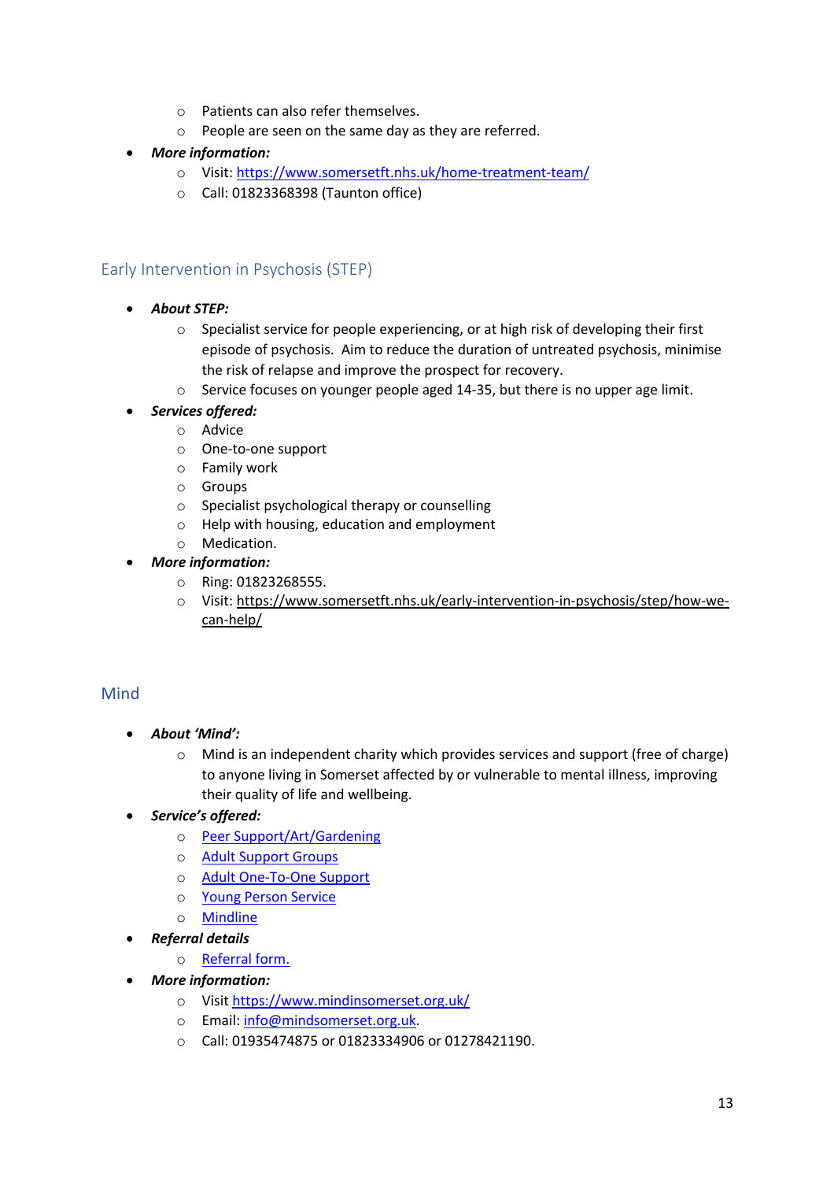- Patients can also refer themselves.
  - People are seen on the same day as they are referred.
- ***More information:***
  - Visit: https://www.somersetft.nhs.uk/home-treatment-team/
  - Call: 01823368398 (Taunton office)

## Early Intervention in Psychosis (STEP)

- ***About STEP:***
  - Specialist service for people experiencing, or at high risk of developing their first episode of psychosis. Aim to reduce the duration of untreated psychosis, minimise the risk of relapse and improve the prospect for recovery.
  - Service focuses on younger people aged 14-35, but there is no upper age limit.
- ***Services offered:***
  - Advice
  - One-to-one support
  - Family work
  - Groups
  - Specialist psychological therapy or counselling
  - Help with housing, education and employment
  - Medication.
- ***More information:***
  - Ring: 01823268555.
  - Visit: https://www.somersetft.nhs.uk/early-intervention-in-psychosis/step/how-we-can-help/

## Mind

- ***About 'Mind':***
  - Mind is an independent charity which provides services and support (free of charge) to anyone living in Somerset affected by or vulnerable to mental illness, improving their quality of life and wellbeing.
- ***Service's offered:***
  - Peer Support/Art/Gardening
  - Adult Support Groups
  - Adult One-To-One Support
  - Young Person Service
  - Mindline
- ***Referral details***
  - Referral form.
- ***More information:***
  - Visit https://www.mindinsomerset.org.uk/
  - Email: info@mindsomerset.org.uk.
  - Call: 01935474875 or 01823334906 or 01278421190.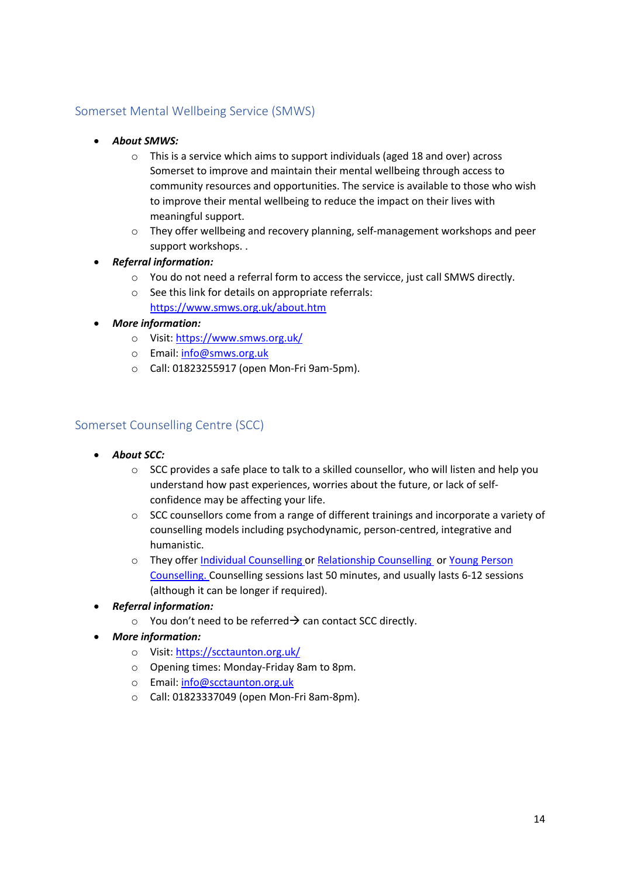## Somerset Mental Wellbeing Service (SMWS)

- ***About SMWS:***
  - This is a service which aims to support individuals (aged 18 and over) across Somerset to improve and maintain their mental wellbeing through access to community resources and opportunities. The service is available to those who wish to improve their mental wellbeing to reduce the impact on their lives with meaningful support.
  - They offer wellbeing and recovery planning, self-management workshops and peer support workshops. .
- ***Referral information:***
  - You do not need a referral form to access the servicce, just call SMWS directly.
  - See this link for details on appropriate referrals: [https://www.smws.org.uk/about.htm](https://www.smws.org.uk/about.htm)
- ***More information:***
  - Visit: [https://www.smws.org.uk/](https://www.smws.org.uk/)
  - Email: [info@smws.org.uk](mailto:info@smws.org.uk)
  - Call: 01823255917 (open Mon-Fri 9am-5pm).

## Somerset Counselling Centre (SCC)

- ***About SCC:***
  - SCC provides a safe place to talk to a skilled counsellor, who will listen and help you understand how past experiences, worries about the future, or lack of self-confidence may be affecting your life.
  - SCC counsellors come from a range of different trainings and incorporate a variety of counselling models including psychodynamic, person-centred, integrative and humanistic.
  - They offer Individual Counselling or Relationship Counselling or Young Person Counselling. Counselling sessions last 50 minutes, and usually lasts 6-12 sessions (although it can be longer if required).
- ***Referral information:***
  - You don't need to be referred→ can contact SCC directly.
- ***More information:***
  - Visit: [https://scctaunton.org.uk/](https://scctaunton.org.uk/)
  - Opening times: Monday-Friday 8am to 8pm.
  - Email: [info@scctaunton.org.uk](mailto:info@scctaunton.org.uk)
  - Call: 01823337049 (open Mon-Fri 8am-8pm).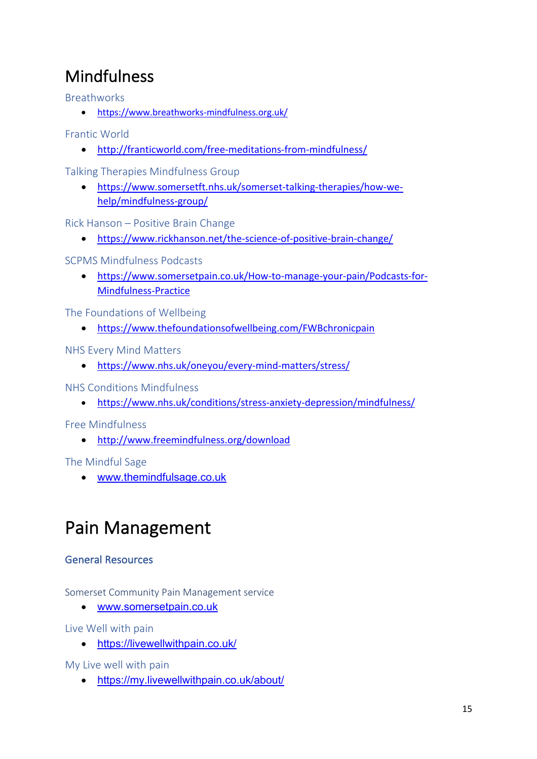# Mindfulness

### Breathworks

- https://www.breathworks-mindfulness.org.uk/

### Frantic World

- http://franticworld.com/free-meditations-from-mindfulness/

### Talking Therapies Mindfulness Group

- https://www.somersetft.nhs.uk/somerset-talking-therapies/how-we-help/mindfulness-group/

### Rick Hanson – Positive Brain Change

- https://www.rickhanson.net/the-science-of-positive-brain-change/

### SCPMS Mindfulness Podcasts

- https://www.somersetpain.co.uk/How-to-manage-your-pain/Podcasts-for-Mindfulness-Practice

### The Foundations of Wellbeing

- https://www.thefoundationsofwellbeing.com/FWBchronicpain

### NHS Every Mind Matters

- https://www.nhs.uk/oneyou/every-mind-matters/stress/

### NHS Conditions Mindfulness

- https://www.nhs.uk/conditions/stress-anxiety-depression/mindfulness/

### Free Mindfulness

- http://www.freemindfulness.org/download

### The Mindful Sage

- www.themindfulsage.co.uk

# Pain Management

## General Resources

### Somerset Community Pain Management service

- www.somersetpain.co.uk

### Live Well with pain

- https://livewellwithpain.co.uk/

### My Live well with pain

- https://my.livewellwithpain.co.uk/about/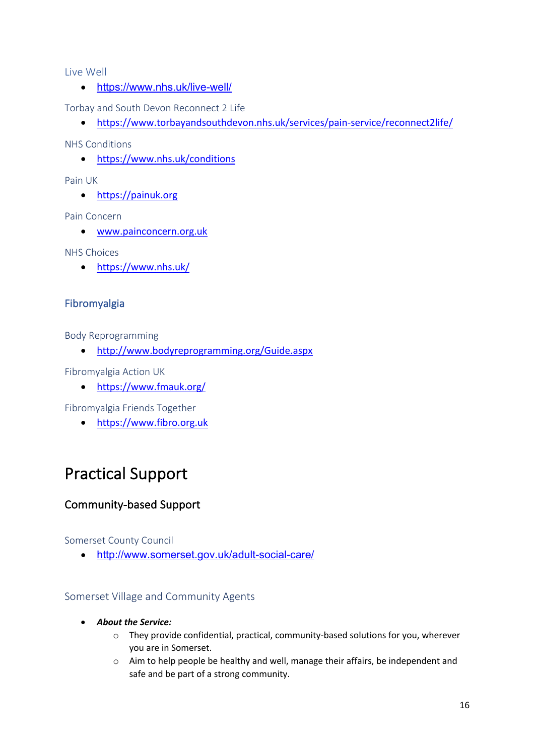### Live Well

- https://www.nhs.uk/live-well/

### Torbay and South Devon Reconnect 2 Life

- https://www.torbayandsouthdevon.nhs.uk/services/pain-service/reconnect2life/

### NHS Conditions

- https://www.nhs.uk/conditions

### Pain UK

- https://painuk.org

### Pain Concern

- www.painconcern.org.uk

### NHS Choices

- https://www.nhs.uk/

## Fibromyalgia

### Body Reprogramming

- http://www.bodyreprogramming.org/Guide.aspx

### Fibromyalgia Action UK

- https://www.fmauk.org/

### Fibromyalgia Friends Together

- https://www.fibro.org.uk

# Practical Support

## Community-based Support

### Somerset County Council

- http://www.somerset.gov.uk/adult-social-care/

### Somerset Village and Community Agents

- ***About the Service:***
  - They provide confidential, practical, community-based solutions for you, wherever you are in Somerset.
  - Aim to help people be healthy and well, manage their affairs, be independent and safe and be part of a strong community.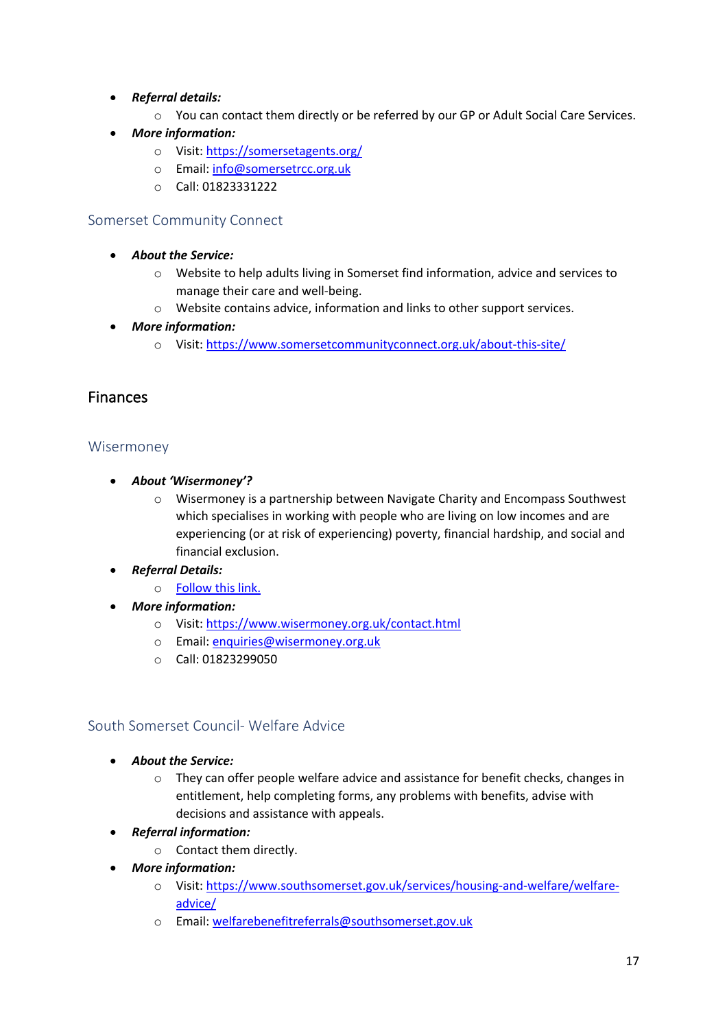- ***Referral details:***
  - You can contact them directly or be referred by our GP or Adult Social Care Services.
- ***More information:***
  - Visit: [https://somersetagents.org/](https://somersetagents.org/)
  - Email: [info@somersetrcc.org.uk](mailto:info@somersetrcc.org.uk)
  - Call: 01823331222

### Somerset Community Connect

- ***About the Service:***
  - Website to help adults living in Somerset find information, advice and services to manage their care and well-being.
  - Website contains advice, information and links to other support services.
- ***More information:***
  - Visit: [https://www.somersetcommunityconnect.org.uk/about-this-site/](https://www.somersetcommunityconnect.org.uk/about-this-site/)

## Finances

### Wisermoney

- ***About 'Wisermoney'?***
  - Wisermoney is a partnership between Navigate Charity and Encompass Southwest which specialises in working with people who are living on low incomes and are experiencing (or at risk of experiencing) poverty, financial hardship, and social and financial exclusion.
- ***Referral Details:***
  - Follow this link.
- ***More information:***
  - Visit: [https://www.wisermoney.org.uk/contact.html](https://www.wisermoney.org.uk/contact.html)
  - Email: [enquiries@wisermoney.org.uk](mailto:enquiries@wisermoney.org.uk)
  - Call: 01823299050

### South Somerset Council- Welfare Advice

- ***About the Service:***
  - They can offer people welfare advice and assistance for benefit checks, changes in entitlement, help completing forms, any problems with benefits, advise with decisions and assistance with appeals.
- ***Referral information:***
  - Contact them directly.
- ***More information:***
  - Visit: [https://www.southsomerset.gov.uk/services/housing-and-welfare/welfare-advice/](https://www.southsomerset.gov.uk/services/housing-and-welfare/welfare-advice/)
  - Email: [welfarebenefitreferrals@southsomerset.gov.uk](mailto:welfarebenefitreferrals@southsomerset.gov.uk)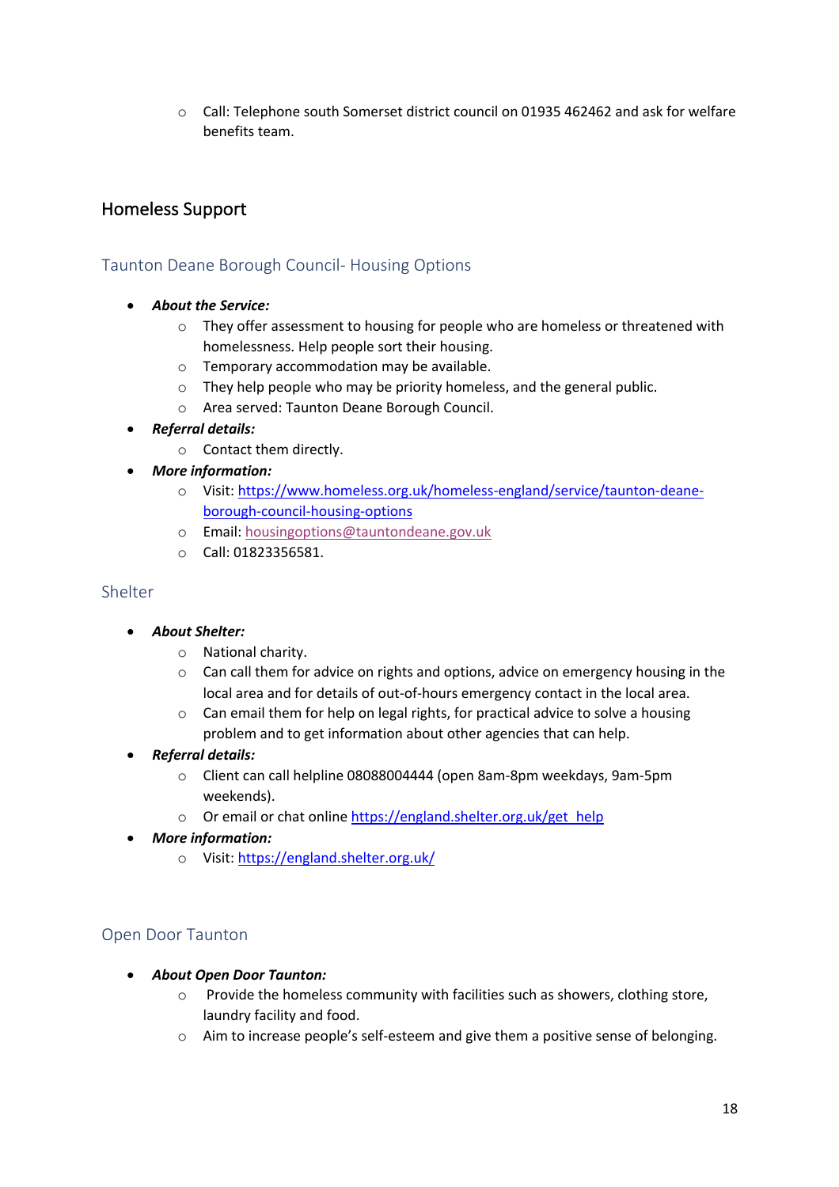- Call: Telephone south Somerset district council on 01935 462462 and ask for welfare benefits team.

## Homeless Support

### Taunton Deane Borough Council- Housing Options

- ***About the Service:***
  - They offer assessment to housing for people who are homeless or threatened with homelessness. Help people sort their housing.
  - Temporary accommodation may be available.
  - They help people who may be priority homeless, and the general public.
  - Area served: Taunton Deane Borough Council.
- ***Referral details:***
  - Contact them directly.
- ***More information:***
  - Visit: https://www.homeless.org.uk/homeless-england/service/taunton-deane-borough-council-housing-options
  - Email: housingoptions@tauntondeane.gov.uk
  - Call: 01823356581.

### Shelter

- ***About Shelter:***
  - National charity.
  - Can call them for advice on rights and options, advice on emergency housing in the local area and for details of out-of-hours emergency contact in the local area.
  - Can email them for help on legal rights, for practical advice to solve a housing problem and to get information about other agencies that can help.
- ***Referral details:***
  - Client can call helpline 08088004444 (open 8am-8pm weekdays, 9am-5pm weekends).
  - Or email or chat online https://england.shelter.org.uk/get_help
- ***More information:***
  - Visit: https://england.shelter.org.uk/

### Open Door Taunton

- ***About Open Door Taunton:***
  - Provide the homeless community with facilities such as showers, clothing store, laundry facility and food.
  - Aim to increase people's self-esteem and give them a positive sense of belonging.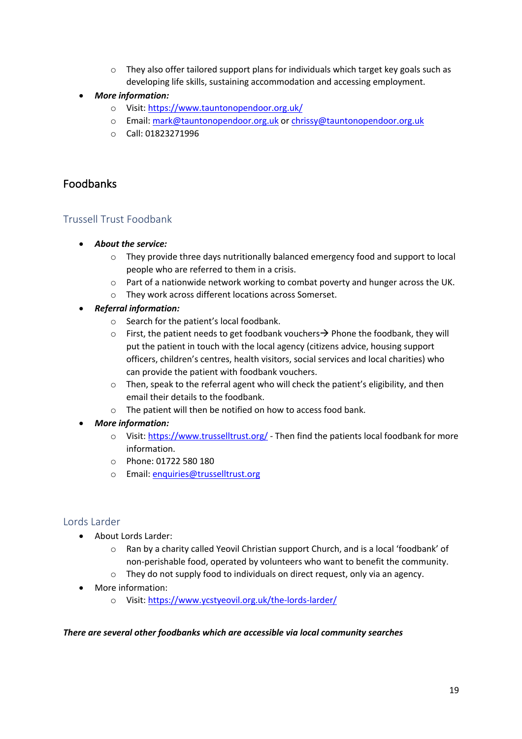- They also offer tailored support plans for individuals which target key goals such as developing life skills, sustaining accommodation and accessing employment.
- ***More information:***
  - Visit: https://www.tauntonopendoor.org.uk/
  - Email: mark@tauntonopendoor.org.uk or chrissy@tauntonopendoor.org.uk
  - Call: 01823271996

## Foodbanks

### Trussell Trust Foodbank

- ***About the service:***
  - They provide three days nutritionally balanced emergency food and support to local people who are referred to them in a crisis.
  - Part of a nationwide network working to combat poverty and hunger across the UK.
  - They work across different locations across Somerset.
- ***Referral information:***
  - Search for the patient's local foodbank.
  - First, the patient needs to get foodbank vouchers→ Phone the foodbank, they will put the patient in touch with the local agency (citizens advice, housing support officers, children's centres, health visitors, social services and local charities) who can provide the patient with foodbank vouchers.
  - Then, speak to the referral agent who will check the patient's eligibility, and then email their details to the foodbank.
  - The patient will then be notified on how to access food bank.
- ***More information:***
  - Visit: https://www.trusselltrust.org/ - Then find the patients local foodbank for more information.
  - Phone: 01722 580 180
  - Email: enquiries@trusselltrust.org

### Lords Larder

- About Lords Larder:
  - Ran by a charity called Yeovil Christian support Church, and is a local 'foodbank' of non-perishable food, operated by volunteers who want to benefit the community.
  - They do not supply food to individuals on direct request, only via an agency.
- More information:
  - Visit: https://www.ycstyeovil.org.uk/the-lords-larder/

***There are several other foodbanks which are accessible via local community searches***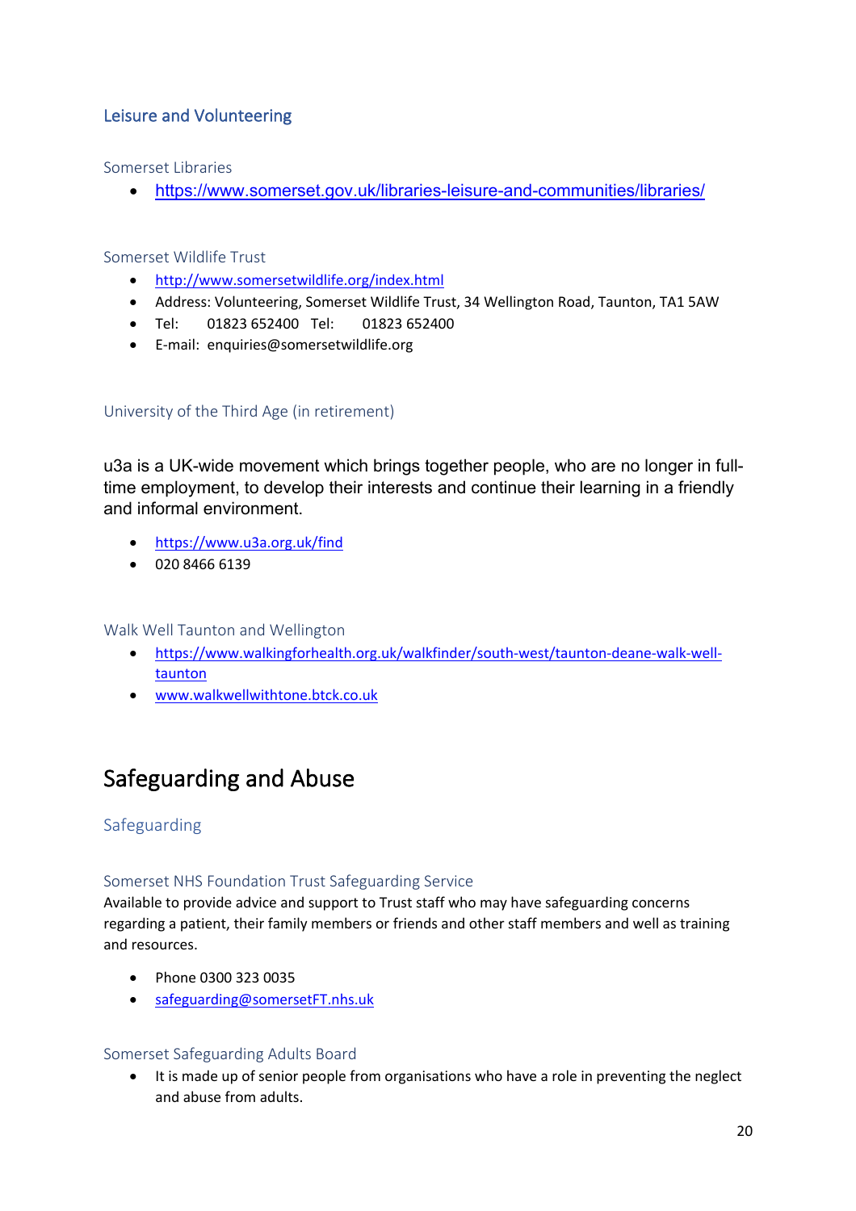## Leisure and Volunteering

### Somerset Libraries

- https://www.somerset.gov.uk/libraries-leisure-and-communities/libraries/

### Somerset Wildlife Trust

- http://www.somersetwildlife.org/index.html
- Address: Volunteering, Somerset Wildlife Trust, 34 Wellington Road, Taunton, TA1 5AW
- Tel: 01823 652400 Tel: 01823 652400
- E-mail: enquiries@somersetwildlife.org

### University of the Third Age (in retirement)

u3a is a UK-wide movement which brings together people, who are no longer in full-time employment, to develop their interests and continue their learning in a friendly and informal environment.

- https://www.u3a.org.uk/find
- 020 8466 6139

### Walk Well Taunton and Wellington

- https://www.walkingforhealth.org.uk/walkfinder/south-west/taunton-deane-walk-well-taunton
- www.walkwellwithtone.btck.co.uk

# Safeguarding and Abuse

## Safeguarding

### Somerset NHS Foundation Trust Safeguarding Service

Available to provide advice and support to Trust staff who may have safeguarding concerns regarding a patient, their family members or friends and other staff members and well as training and resources.

- Phone 0300 323 0035
- safeguarding@somersetFT.nhs.uk

### Somerset Safeguarding Adults Board

- It is made up of senior people from organisations who have a role in preventing the neglect and abuse from adults.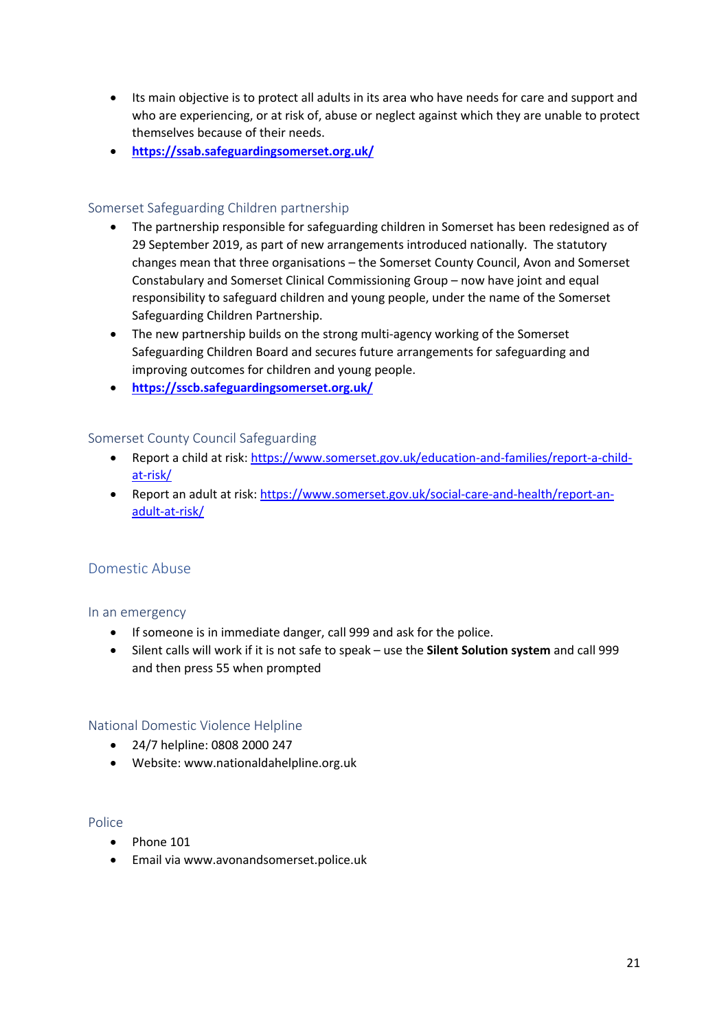- Its main objective is to protect all adults in its area who have needs for care and support and who are experiencing, or at risk of, abuse or neglect against which they are unable to protect themselves because of their needs.
- **https://ssab.safeguardingsomerset.org.uk/**

### Somerset Safeguarding Children partnership

- The partnership responsible for safeguarding children in Somerset has been redesigned as of 29 September 2019, as part of new arrangements introduced nationally. The statutory changes mean that three organisations – the Somerset County Council, Avon and Somerset Constabulary and Somerset Clinical Commissioning Group – now have joint and equal responsibility to safeguard children and young people, under the name of the Somerset Safeguarding Children Partnership.
- The new partnership builds on the strong multi-agency working of the Somerset Safeguarding Children Board and secures future arrangements for safeguarding and improving outcomes for children and young people.
- **https://sscb.safeguardingsomerset.org.uk/**

### Somerset County Council Safeguarding

- Report a child at risk: https://www.somerset.gov.uk/education-and-families/report-a-child-at-risk/
- Report an adult at risk: https://www.somerset.gov.uk/social-care-and-health/report-an-adult-at-risk/

## Domestic Abuse

### In an emergency

- If someone is in immediate danger, call 999 and ask for the police.
- Silent calls will work if it is not safe to speak – use the **Silent Solution system** and call 999 and then press 55 when prompted

### National Domestic Violence Helpline

- 24/7 helpline: 0808 2000 247
- Website: www.nationaldahelpline.org.uk

### Police

- Phone 101
- Email via www.avonandsomerset.police.uk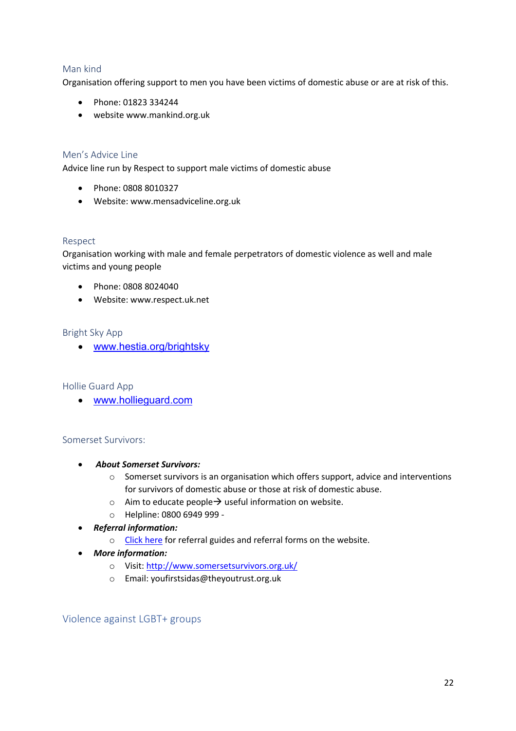### Man kind

Organisation offering support to men you have been victims of domestic abuse or are at risk of this.

- Phone: 01823 334244
- website www.mankind.org.uk

### Men's Advice Line

Advice line run by Respect to support male victims of domestic abuse

- Phone: 0808 8010327
- Website: www.mensadviceline.org.uk

### Respect

Organisation working with male and female perpetrators of domestic violence as well and male victims and young people

- Phone: 0808 8024040
- Website: www.respect.uk.net

### Bright Sky App

- [www.hestia.org/brightsky](www.hestia.org/brightsky)

### Hollie Guard App

- [www.hollieguard.com](www.hollieguard.com)

### Somerset Survivors:

- ***About Somerset Survivors:***
  - Somerset survivors is an organisation which offers support, advice and interventions for survivors of domestic abuse or those at risk of domestic abuse.
  - Aim to educate people→ useful information on website.
  - Helpline: 0800 6949 999 -
- ***Referral information:***
  - Click here for referral guides and referral forms on the website.
- ***More information:***
  - Visit: [http://www.somersetsurvivors.org.uk/](http://www.somersetsurvivors.org.uk/)
  - Email: youfirstsidas@theyoutrust.org.uk

## Violence against LGBT+ groups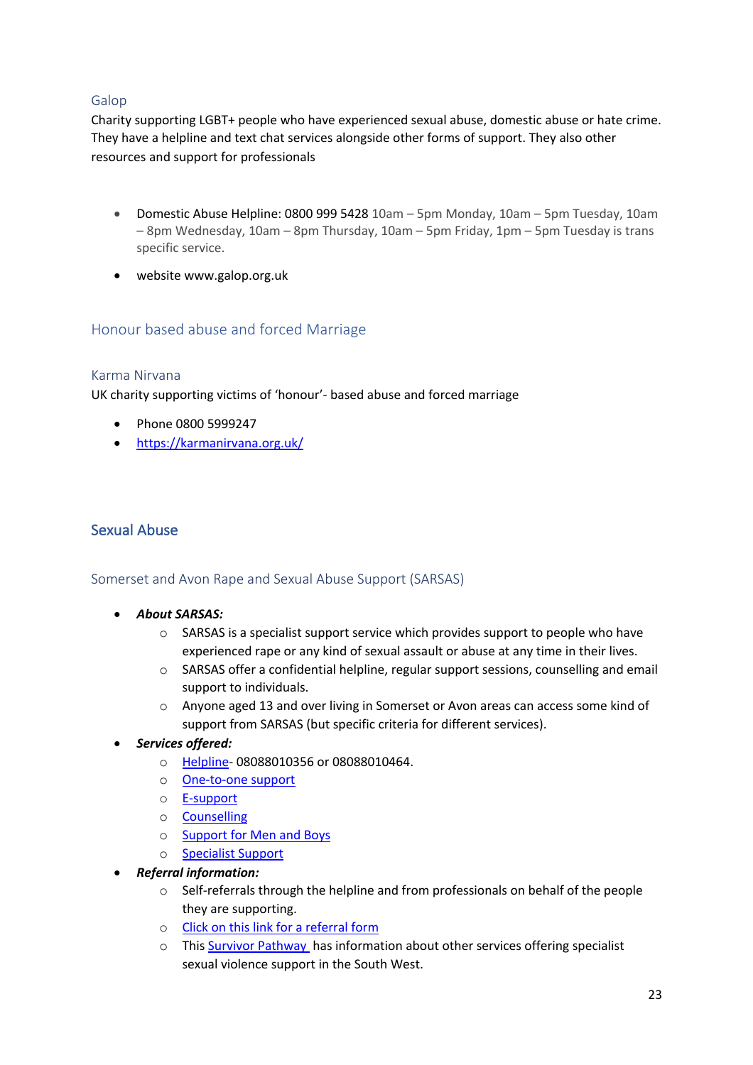### Galop

Charity supporting LGBT+ people who have experienced sexual abuse, domestic abuse or hate crime. They have a helpline and text chat services alongside other forms of support. They also other resources and support for professionals

- Domestic Abuse Helpline: 0800 999 5428 10am – 5pm Monday, 10am – 5pm Tuesday, 10am – 8pm Wednesday, 10am – 8pm Thursday, 10am – 5pm Friday, 1pm – 5pm Tuesday is trans specific service.
- website www.galop.org.uk

## Honour based abuse and forced Marriage

### Karma Nirvana

UK charity supporting victims of 'honour'- based abuse and forced marriage

- Phone 0800 5999247
- https://karmanirvana.org.uk/

## Sexual Abuse

### Somerset and Avon Rape and Sexual Abuse Support (SARSAS)

- ***About SARSAS:***
  - SARSAS is a specialist support service which provides support to people who have experienced rape or any kind of sexual assault or abuse at any time in their lives.
  - SARSAS offer a confidential helpline, regular support sessions, counselling and email support to individuals.
  - Anyone aged 13 and over living in Somerset or Avon areas can access some kind of support from SARSAS (but specific criteria for different services).
- ***Services offered:***
  - Helpline- 08088010356 or 08088010464.
  - One-to-one support
  - E-support
  - Counselling
  - Support for Men and Boys
  - Specialist Support
- ***Referral information:***
  - Self-referrals through the helpline and from professionals on behalf of the people they are supporting.
  - Click on this link for a referral form
  - This Survivor Pathway has information about other services offering specialist sexual violence support in the South West.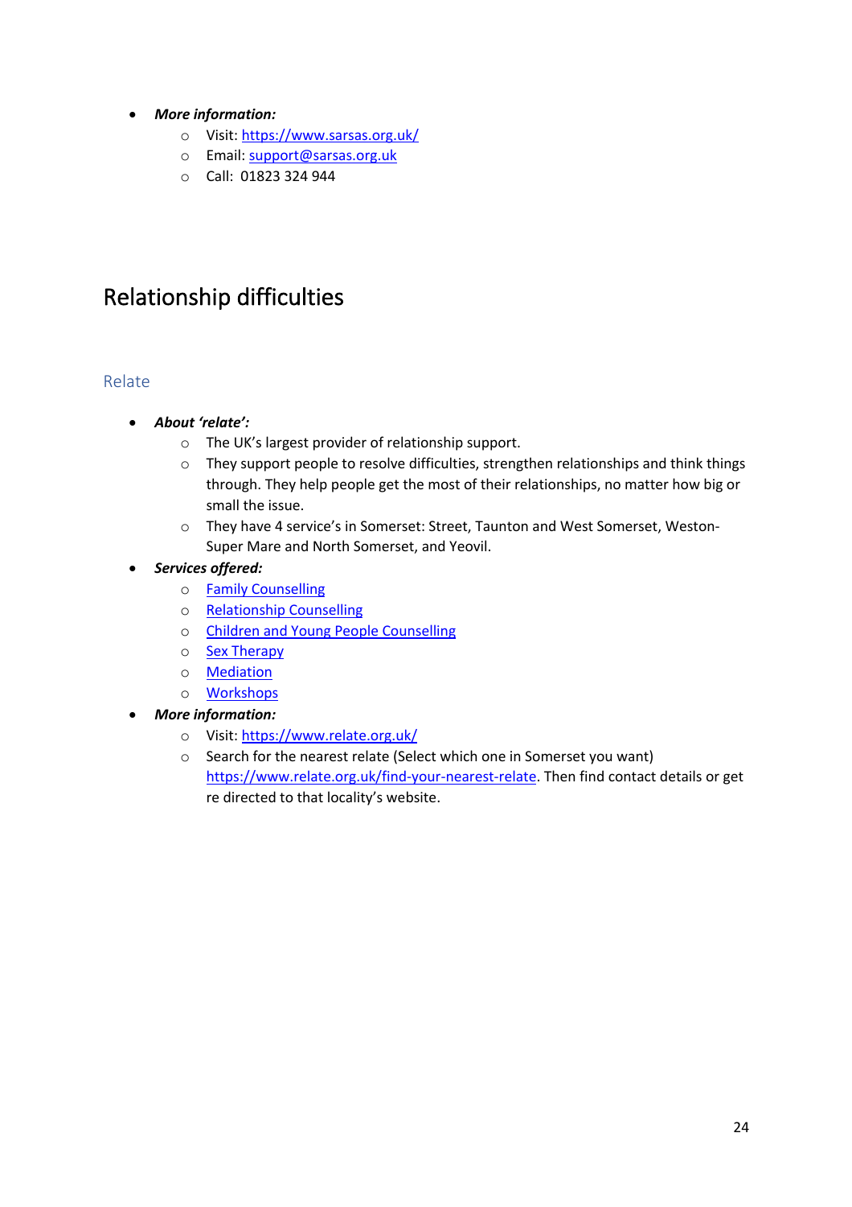- ***More information:***
  - Visit: [https://www.sarsas.org.uk/](https://www.sarsas.org.uk/)
  - Email: [support@sarsas.org.uk](mailto:support@sarsas.org.uk)
  - Call: 01823 324 944

# Relationship difficulties

## Relate

- ***About 'relate':***
  - The UK's largest provider of relationship support.
  - They support people to resolve difficulties, strengthen relationships and think things through. They help people get the most of their relationships, no matter how big or small the issue.
  - They have 4 service's in Somerset: Street, Taunton and West Somerset, Weston-Super Mare and North Somerset, and Yeovil.
- ***Services offered:***
  - Family Counselling
  - Relationship Counselling
  - Children and Young People Counselling
  - Sex Therapy
  - Mediation
  - Workshops
- ***More information:***
  - Visit: [https://www.relate.org.uk/](https://www.relate.org.uk/)
  - Search for the nearest relate (Select which one in Somerset you want) [https://www.relate.org.uk/find-your-nearest-relate](https://www.relate.org.uk/find-your-nearest-relate). Then find contact details or get re directed to that locality's website.